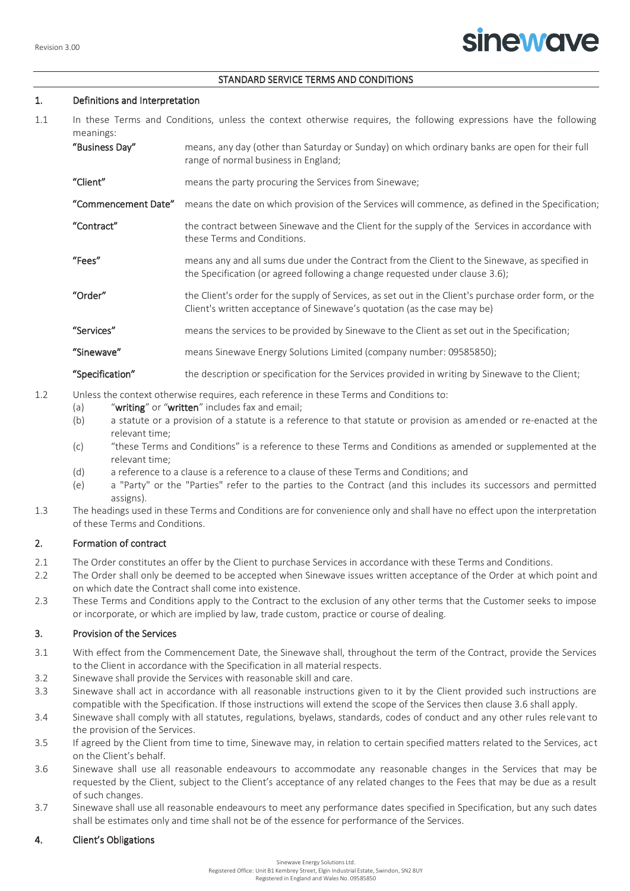## STANDARD SERVICE TERMS AND CONDITIONS

### 1. Definitions and Interpretation

1.1 In these Terms and Conditions, unless the context otherwise requires, the following expressions have the following meanings:

| | |
|---|---|
| **"Business Day"** | means, any day (other than Saturday or Sunday) on which ordinary banks are open for their full range of normal business in England; |
| **"Client"** | means the party procuring the Services from Sinewave; |
| **"Commencement Date"** | means the date on which provision of the Services will commence, as defined in the Specification; |
| **"Contract"** | the contract between Sinewave and the Client for the supply of the Services in accordance with these Terms and Conditions. |
| **"Fees"** | means any and all sums due under the Contract from the Client to the Sinewave, as specified in the Specification (or agreed following a change requested under clause 3.6); |
| **"Order"** | the Client's order for the supply of Services, as set out in the Client's purchase order form, or the Client's written acceptance of Sinewave's quotation (as the case may be) |
| **"Services"** | means the services to be provided by Sinewave to the Client as set out in the Specification; |
| **"Sinewave"** | means Sinewave Energy Solutions Limited (company number: 09585850); |
| **"Specification"** | the description or specification for the Services provided in writing by Sinewave to the Client; |

1.2 Unless the context otherwise requires, each reference in these Terms and Conditions to:

- (a) "**writing**" or "**written**" includes fax and email;
- (b) a statute or a provision of a statute is a reference to that statute or provision as amended or re-enacted at the relevant time;
- (c) "these Terms and Conditions" is a reference to these Terms and Conditions as amended or supplemented at the relevant time;
- (d) a reference to a clause is a reference to a clause of these Terms and Conditions; and
- (e) a "Party" or the "Parties" refer to the parties to the Contract (and this includes its successors and permitted assigns).

1.3 The headings used in these Terms and Conditions are for convenience only and shall have no effect upon the interpretation of these Terms and Conditions.

### 2. Formation of contract

2.1 The Order constitutes an offer by the Client to purchase Services in accordance with these Terms and Conditions.

2.2 The Order shall only be deemed to be accepted when Sinewave issues written acceptance of the Order at which point and on which date the Contract shall come into existence.

2.3 These Terms and Conditions apply to the Contract to the exclusion of any other terms that the Customer seeks to impose or incorporate, or which are implied by law, trade custom, practice or course of dealing.

### 3. Provision of the Services

3.1 With effect from the Commencement Date, the Sinewave shall, throughout the term of the Contract, provide the Services to the Client in accordance with the Specification in all material respects.

3.2 Sinewave shall provide the Services with reasonable skill and care.

3.3 Sinewave shall act in accordance with all reasonable instructions given to it by the Client provided such instructions are compatible with the Specification. If those instructions will extend the scope of the Services then clause 3.6 shall apply.

3.4 Sinewave shall comply with all statutes, regulations, byelaws, standards, codes of conduct and any other rules relevant to the provision of the Services.

3.5 If agreed by the Client from time to time, Sinewave may, in relation to certain specified matters related to the Services, act on the Client's behalf.

3.6 Sinewave shall use all reasonable endeavours to accommodate any reasonable changes in the Services that may be requested by the Client, subject to the Client's acceptance of any related changes to the Fees that may be due as a result of such changes.

3.7 Sinewave shall use all reasonable endeavours to meet any performance dates specified in Specification, but any such dates shall be estimates only and time shall not be of the essence for performance of the Services.

### 4. Client's Obligations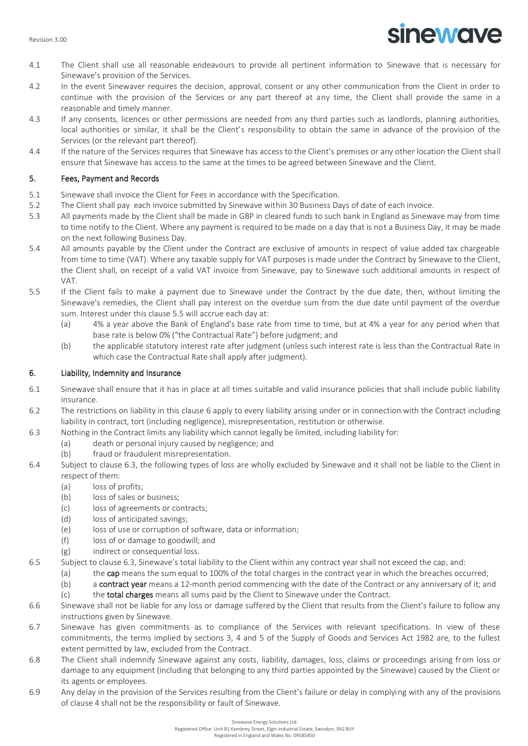4.1 The Client shall use all reasonable endeavours to provide all pertinent information to Sinewave that is necessary for Sinewave's provision of the Services.

4.2 In the event Sinewaver requires the decision, approval, consent or any other communication from the Client in order to continue with the provision of the Services or any part thereof at any time, the Client shall provide the same in a reasonable and timely manner.

4.3 If any consents, licences or other permissions are needed from any third parties such as landlords, planning authorities, local authorities or similar, it shall be the Client's responsibility to obtain the same in advance of the provision of the Services (or the relevant part thereof).

4.4 If the nature of the Services requires that Sinewave has access to the Client's premises or any other location the Client shall ensure that Sinewave has access to the same at the times to be agreed between Sinewave and the Client.

## 5. Fees, Payment and Records

5.1 Sinewave shall invoice the Client for Fees in accordance with the Specification.

5.2 The Client shall pay each invoice submitted by Sinewave within 30 Business Days of date of each invoice.

5.3 All payments made by the Client shall be made in GBP in cleared funds to such bank in England as Sinewave may from time to time notify to the Client. Where any payment is required to be made on a day that is not a Business Day, it may be made on the next following Business Day.

5.4 All amounts payable by the Client under the Contract are exclusive of amounts in respect of value added tax chargeable from time to time (VAT). Where any taxable supply for VAT purposes is made under the Contract by Sinewave to the Client, the Client shall, on receipt of a valid VAT invoice from Sinewave, pay to Sinewave such additional amounts in respect of VAT.

5.5 If the Client fails to make a payment due to Sinewave under the Contract by the due date, then, without limiting the Sinewave's remedies, the Client shall pay interest on the overdue sum from the due date until payment of the overdue sum. Interest under this clause 5.5 will accrue each day at:

- (a) 4% a year above the Bank of England's base rate from time to time, but at 4% a year for any period when that base rate is below 0% ("the Contractual Rate") before judgment; and
- (b) the applicable statutory interest rate after judgment (unless such interest rate is less than the Contractual Rate in which case the Contractual Rate shall apply after judgment).

## 6. Liability, Indemnity and Insurance

6.1 Sinewave shall ensure that it has in place at all times suitable and valid insurance policies that shall include public liability insurance.

6.2 The restrictions on liability in this clause 6 apply to every liability arising under or in connection with the Contract including liability in contract, tort (including negligence), misrepresentation, restitution or otherwise.

6.3 Nothing in the Contract limits any liability which cannot legally be limited, including liability for:

- (a) death or personal injury caused by negligence; and
- (b) fraud or fraudulent misrepresentation.

6.4 Subject to clause 6.3, the following types of loss are wholly excluded by Sinewave and it shall not be liable to the Client in respect of them:

- (a) loss of profits;
- (b) loss of sales or business;
- (c) loss of agreements or contracts;
- (d) loss of anticipated savings;
- (e) loss of use or corruption of software, data or information;
- (f) loss of or damage to goodwill; and
- (g) indirect or consequential loss.

6.5 Subject to clause 6.3, Sinewave's total liability to the Client within any contract year shall not exceed the cap, and:

- (a) the **cap** means the sum equal to 100% of the total charges in the contract year in which the breaches occurred;
- (b) a **contract year** means a 12-month period commencing with the date of the Contract or any anniversary of it; and
- (c) the **total charges** means all sums paid by the Client to Sinewave under the Contract.

6.6 Sinewave shall not be liable for any loss or damage suffered by the Client that results from the Client's failure to follow any instructions given by Sinewave.

6.7 Sinewave has given commitments as to compliance of the Services with relevant specifications. In view of these commitments, the terms implied by sections 3, 4 and 5 of the Supply of Goods and Services Act 1982 are, to the fullest extent permitted by law, excluded from the Contract.

6.8 The Client shall indemnify Sinewave against any costs, liability, damages, loss, claims or proceedings arising from loss or damage to any equipment (including that belonging to any third parties appointed by the Sinewave) caused by the Client or its agents or employees.

6.9 Any delay in the provision of the Services resulting from the Client's failure or delay in complying with any of the provisions of clause 4 shall not be the responsibility or fault of Sinewave.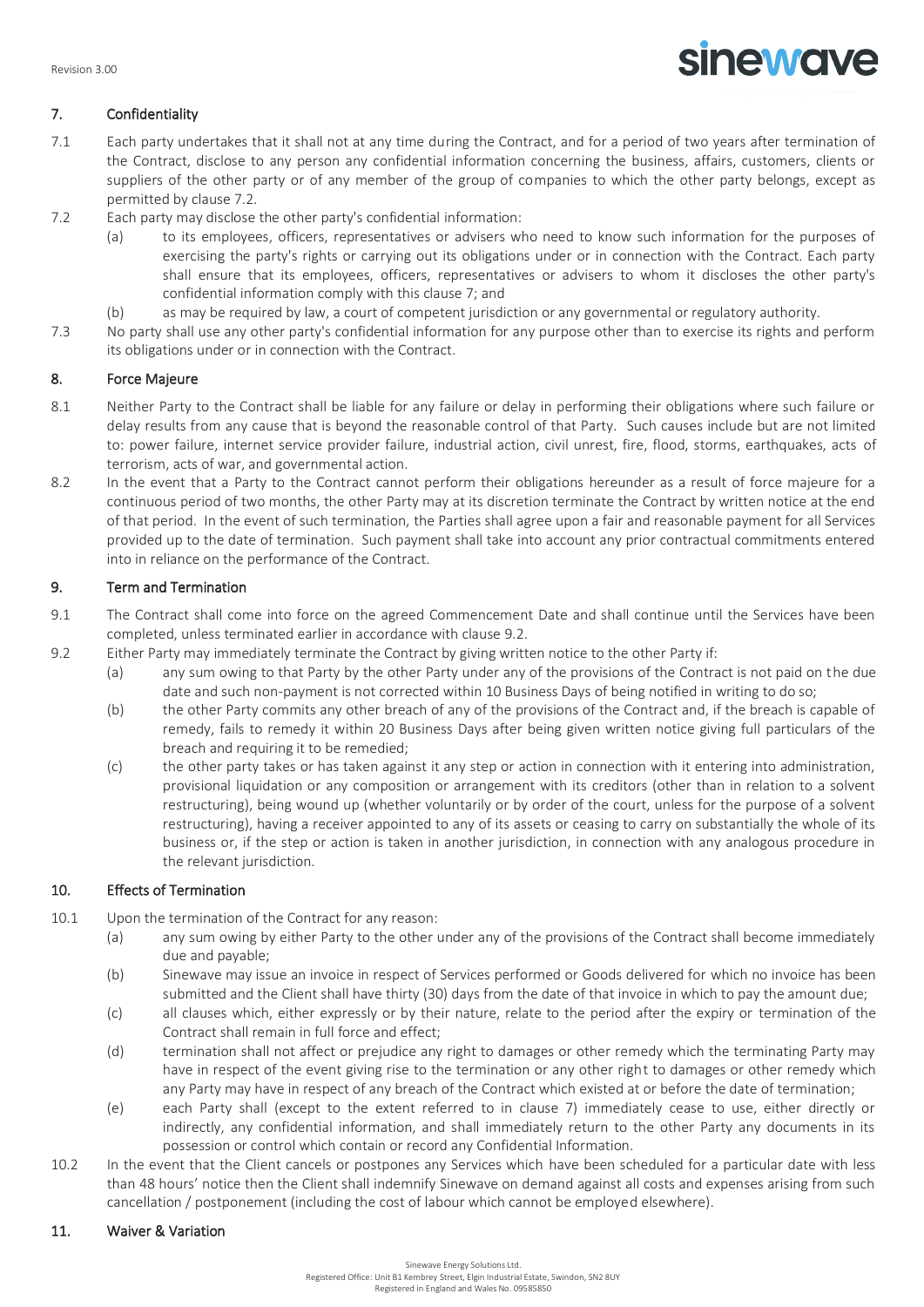## 7. Confidentiality

7.1 Each party undertakes that it shall not at any time during the Contract, and for a period of two years after termination of the Contract, disclose to any person any confidential information concerning the business, affairs, customers, clients or suppliers of the other party or of any member of the group of companies to which the other party belongs, except as permitted by clause 7.2.

7.2 Each party may disclose the other party's confidential information:

(a) to its employees, officers, representatives or advisers who need to know such information for the purposes of exercising the party's rights or carrying out its obligations under or in connection with the Contract. Each party shall ensure that its employees, officers, representatives or advisers to whom it discloses the other party's confidential information comply with this clause 7; and

(b) as may be required by law, a court of competent jurisdiction or any governmental or regulatory authority.

7.3 No party shall use any other party's confidential information for any purpose other than to exercise its rights and perform its obligations under or in connection with the Contract.

## 8. Force Majeure

8.1 Neither Party to the Contract shall be liable for any failure or delay in performing their obligations where such failure or delay results from any cause that is beyond the reasonable control of that Party. Such causes include but are not limited to: power failure, internet service provider failure, industrial action, civil unrest, fire, flood, storms, earthquakes, acts of terrorism, acts of war, and governmental action.

8.2 In the event that a Party to the Contract cannot perform their obligations hereunder as a result of force majeure for a continuous period of two months, the other Party may at its discretion terminate the Contract by written notice at the end of that period. In the event of such termination, the Parties shall agree upon a fair and reasonable payment for all Services provided up to the date of termination. Such payment shall take into account any prior contractual commitments entered into in reliance on the performance of the Contract.

## 9. Term and Termination

9.1 The Contract shall come into force on the agreed Commencement Date and shall continue until the Services have been completed, unless terminated earlier in accordance with clause 9.2.

9.2 Either Party may immediately terminate the Contract by giving written notice to the other Party if:

(a) any sum owing to that Party by the other Party under any of the provisions of the Contract is not paid on the due date and such non-payment is not corrected within 10 Business Days of being notified in writing to do so;

(b) the other Party commits any other breach of any of the provisions of the Contract and, if the breach is capable of remedy, fails to remedy it within 20 Business Days after being given written notice giving full particulars of the breach and requiring it to be remedied;

(c) the other party takes or has taken against it any step or action in connection with it entering into administration, provisional liquidation or any composition or arrangement with its creditors (other than in relation to a solvent restructuring), being wound up (whether voluntarily or by order of the court, unless for the purpose of a solvent restructuring), having a receiver appointed to any of its assets or ceasing to carry on substantially the whole of its business or, if the step or action is taken in another jurisdiction, in connection with any analogous procedure in the relevant jurisdiction.

## 10. Effects of Termination

10.1 Upon the termination of the Contract for any reason:

(a) any sum owing by either Party to the other under any of the provisions of the Contract shall become immediately due and payable;

(b) Sinewave may issue an invoice in respect of Services performed or Goods delivered for which no invoice has been submitted and the Client shall have thirty (30) days from the date of that invoice in which to pay the amount due;

(c) all clauses which, either expressly or by their nature, relate to the period after the expiry or termination of the Contract shall remain in full force and effect;

(d) termination shall not affect or prejudice any right to damages or other remedy which the terminating Party may have in respect of the event giving rise to the termination or any other right to damages or other remedy which any Party may have in respect of any breach of the Contract which existed at or before the date of termination;

(e) each Party shall (except to the extent referred to in clause 7) immediately cease to use, either directly or indirectly, any confidential information, and shall immediately return to the other Party any documents in its possession or control which contain or record any Confidential Information.

10.2 In the event that the Client cancels or postpones any Services which have been scheduled for a particular date with less than 48 hours' notice then the Client shall indemnify Sinewave on demand against all costs and expenses arising from such cancellation / postponement (including the cost of labour which cannot be employed elsewhere).

## 11. Waiver & Variation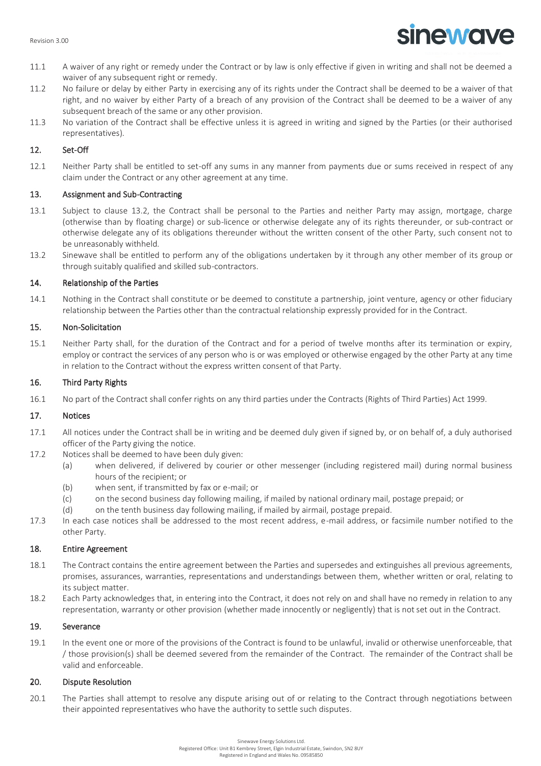11.1 A waiver of any right or remedy under the Contract or by law is only effective if given in writing and shall not be deemed a waiver of any subsequent right or remedy.

11.2 No failure or delay by either Party in exercising any of its rights under the Contract shall be deemed to be a waiver of that right, and no waiver by either Party of a breach of any provision of the Contract shall be deemed to be a waiver of any subsequent breach of the same or any other provision.

11.3 No variation of the Contract shall be effective unless it is agreed in writing and signed by the Parties (or their authorised representatives).

## 12. Set-Off

12.1 Neither Party shall be entitled to set-off any sums in any manner from payments due or sums received in respect of any claim under the Contract or any other agreement at any time.

## 13. Assignment and Sub-Contracting

13.1 Subject to clause 13.2, the Contract shall be personal to the Parties and neither Party may assign, mortgage, charge (otherwise than by floating charge) or sub-licence or otherwise delegate any of its rights thereunder, or sub-contract or otherwise delegate any of its obligations thereunder without the written consent of the other Party, such consent not to be unreasonably withheld.

13.2 Sinewave shall be entitled to perform any of the obligations undertaken by it through any other member of its group or through suitably qualified and skilled sub-contractors.

## 14. Relationship of the Parties

14.1 Nothing in the Contract shall constitute or be deemed to constitute a partnership, joint venture, agency or other fiduciary relationship between the Parties other than the contractual relationship expressly provided for in the Contract.

## 15. Non-Solicitation

15.1 Neither Party shall, for the duration of the Contract and for a period of twelve months after its termination or expiry, employ or contract the services of any person who is or was employed or otherwise engaged by the other Party at any time in relation to the Contract without the express written consent of that Party.

## 16. Third Party Rights

16.1 No part of the Contract shall confer rights on any third parties under the Contracts (Rights of Third Parties) Act 1999.

## 17. Notices

17.1 All notices under the Contract shall be in writing and be deemed duly given if signed by, or on behalf of, a duly authorised officer of the Party giving the notice.

17.2 Notices shall be deemed to have been duly given:

- (a) when delivered, if delivered by courier or other messenger (including registered mail) during normal business hours of the recipient; or
- (b) when sent, if transmitted by fax or e-mail; or
- (c) on the second business day following mailing, if mailed by national ordinary mail, postage prepaid; or
- (d) on the tenth business day following mailing, if mailed by airmail, postage prepaid.

17.3 In each case notices shall be addressed to the most recent address, e-mail address, or facsimile number notified to the other Party.

## 18. Entire Agreement

18.1 The Contract contains the entire agreement between the Parties and supersedes and extinguishes all previous agreements, promises, assurances, warranties, representations and understandings between them, whether written or oral, relating to its subject matter.

18.2 Each Party acknowledges that, in entering into the Contract, it does not rely on and shall have no remedy in relation to any representation, warranty or other provision (whether made innocently or negligently) that is not set out in the Contract.

## 19. Severance

19.1 In the event one or more of the provisions of the Contract is found to be unlawful, invalid or otherwise unenforceable, that / those provision(s) shall be deemed severed from the remainder of the Contract. The remainder of the Contract shall be valid and enforceable.

## 20. Dispute Resolution

20.1 The Parties shall attempt to resolve any dispute arising out of or relating to the Contract through negotiations between their appointed representatives who have the authority to settle such disputes.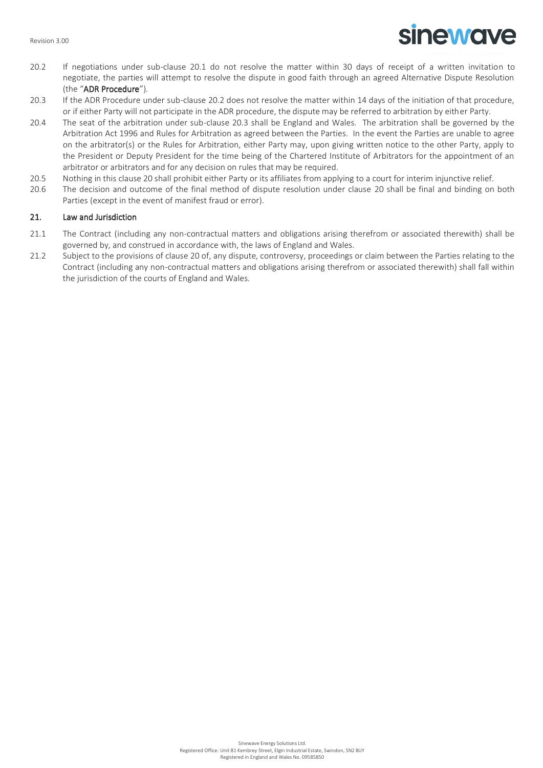20.2 If negotiations under sub-clause 20.1 do not resolve the matter within 30 days of receipt of a written invitation to negotiate, the parties will attempt to resolve the dispute in good faith through an agreed Alternative Dispute Resolution (the "**ADR Procedure**").

20.3 If the ADR Procedure under sub-clause 20.2 does not resolve the matter within 14 days of the initiation of that procedure, or if either Party will not participate in the ADR procedure, the dispute may be referred to arbitration by either Party.

20.4 The seat of the arbitration under sub-clause 20.3 shall be England and Wales. The arbitration shall be governed by the Arbitration Act 1996 and Rules for Arbitration as agreed between the Parties. In the event the Parties are unable to agree on the arbitrator(s) or the Rules for Arbitration, either Party may, upon giving written notice to the other Party, apply to the President or Deputy President for the time being of the Chartered Institute of Arbitrators for the appointment of an arbitrator or arbitrators and for any decision on rules that may be required.

20.5 Nothing in this clause 20 shall prohibit either Party or its affiliates from applying to a court for interim injunctive relief.

20.6 The decision and outcome of the final method of dispute resolution under clause 20 shall be final and binding on both Parties (except in the event of manifest fraud or error).

## 21. Law and Jurisdiction

21.1 The Contract (including any non-contractual matters and obligations arising therefrom or associated therewith) shall be governed by, and construed in accordance with, the laws of England and Wales.

21.2 Subject to the provisions of clause 20 of, any dispute, controversy, proceedings or claim between the Parties relating to the Contract (including any non-contractual matters and obligations arising therefrom or associated therewith) shall fall within the jurisdiction of the courts of England and Wales.